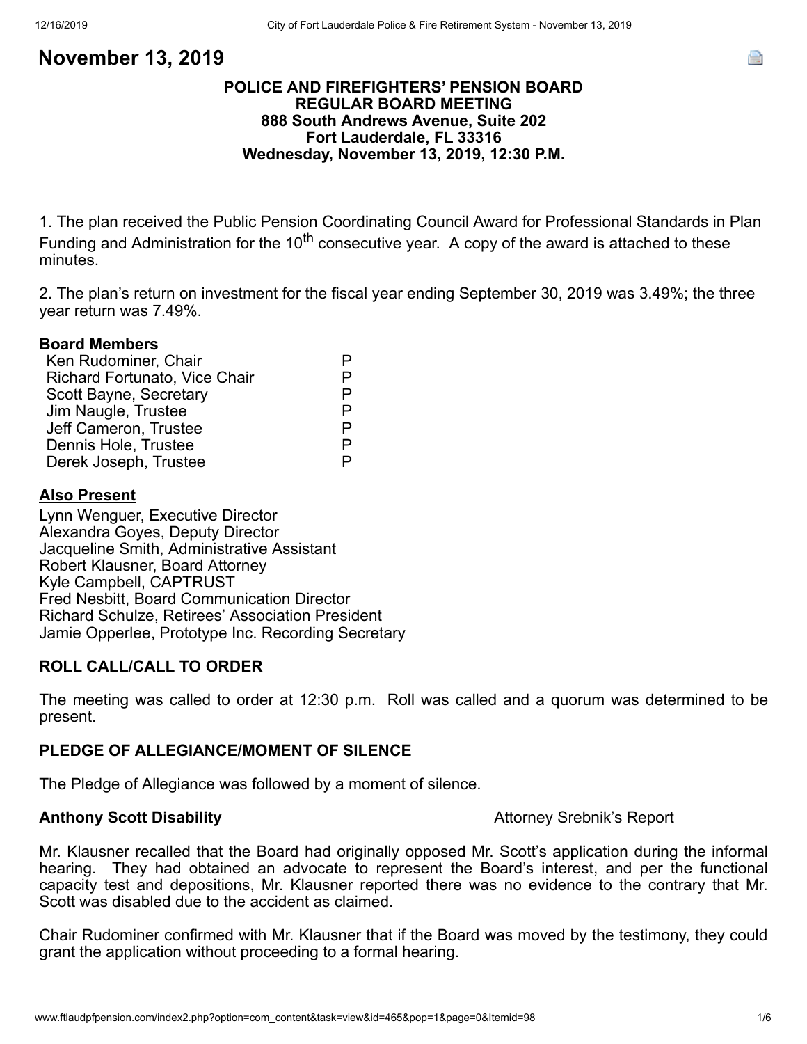# November 13, 2019

**POLICE AND FIREFIGHTERS' PENSION BOARD**
**REGULAR BOARD MEETING**
**888 South Andrews Avenue, Suite 202**
**Fort Lauderdale, FL 33316**
**Wednesday, November 13, 2019, 12:30 P.M.**

1. The plan received the Public Pension Coordinating Council Award for Professional Standards in Plan Funding and Administration for the 10th consecutive year. A copy of the award is attached to these minutes.

2. The plan's return on investment for the fiscal year ending September 30, 2019 was 3.49%; the three year return was 7.49%.

**Board Members**

| | |
|---|---|
| Ken Rudominer, Chair | P |
| Richard Fortunato, Vice Chair | P |
| Scott Bayne, Secretary | P |
| Jim Naugle, Trustee | P |
| Jeff Cameron, Trustee | P |
| Dennis Hole, Trustee | P |
| Derek Joseph, Trustee | P |

**Also Present**

Lynn Wenguer, Executive Director
Alexandra Goyes, Deputy Director
Jacqueline Smith, Administrative Assistant
Robert Klausner, Board Attorney
Kyle Campbell, CAPTRUST
Fred Nesbitt, Board Communication Director
Richard Schulze, Retirees' Association President
Jamie Opperlee, Prototype Inc. Recording Secretary

**ROLL CALL/CALL TO ORDER**

The meeting was called to order at 12:30 p.m. Roll was called and a quorum was determined to be present.

**PLEDGE OF ALLEGIANCE/MOMENT OF SILENCE**

The Pledge of Allegiance was followed by a moment of silence.

**Anthony Scott Disability** Attorney Srebnik's Report

Mr. Klausner recalled that the Board had originally opposed Mr. Scott's application during the informal hearing. They had obtained an advocate to represent the Board's interest, and per the functional capacity test and depositions, Mr. Klausner reported there was no evidence to the contrary that Mr. Scott was disabled due to the accident as claimed.

Chair Rudominer confirmed with Mr. Klausner that if the Board was moved by the testimony, they could grant the application without proceeding to a formal hearing.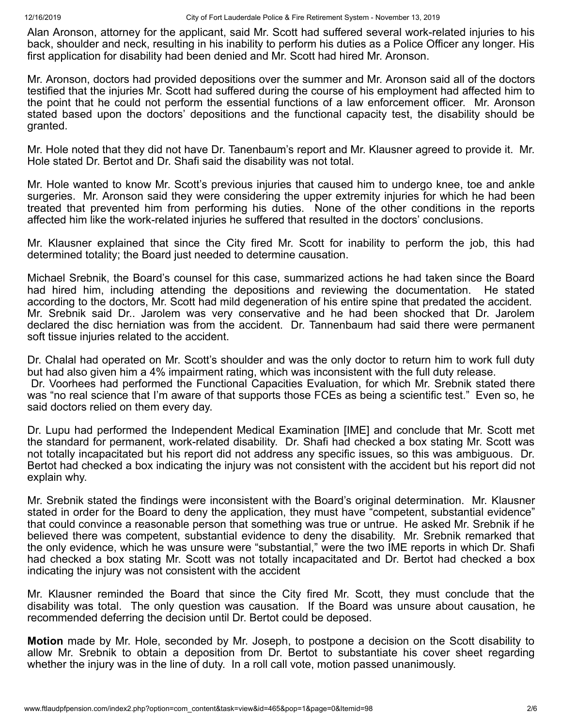Alan Aronson, attorney for the applicant, said Mr. Scott had suffered several work-related injuries to his back, shoulder and neck, resulting in his inability to perform his duties as a Police Officer any longer. His first application for disability had been denied and Mr. Scott had hired Mr. Aronson.

Mr. Aronson, doctors had provided depositions over the summer and Mr. Aronson said all of the doctors testified that the injuries Mr. Scott had suffered during the course of his employment had affected him to the point that he could not perform the essential functions of a law enforcement officer. Mr. Aronson stated based upon the doctors' depositions and the functional capacity test, the disability should be granted.

Mr. Hole noted that they did not have Dr. Tanenbaum's report and Mr. Klausner agreed to provide it. Mr. Hole stated Dr. Bertot and Dr. Shafi said the disability was not total.

Mr. Hole wanted to know Mr. Scott's previous injuries that caused him to undergo knee, toe and ankle surgeries. Mr. Aronson said they were considering the upper extremity injuries for which he had been treated that prevented him from performing his duties. None of the other conditions in the reports affected him like the work-related injuries he suffered that resulted in the doctors' conclusions.

Mr. Klausner explained that since the City fired Mr. Scott for inability to perform the job, this had determined totality; the Board just needed to determine causation.

Michael Srebnik, the Board's counsel for this case, summarized actions he had taken since the Board had hired him, including attending the depositions and reviewing the documentation. He stated according to the doctors, Mr. Scott had mild degeneration of his entire spine that predated the accident. Mr. Srebnik said Dr.. Jarolem was very conservative and he had been shocked that Dr. Jarolem declared the disc herniation was from the accident. Dr. Tannenbaum had said there were permanent soft tissue injuries related to the accident.

Dr. Chalal had operated on Mr. Scott's shoulder and was the only doctor to return him to work full duty but had also given him a 4% impairment rating, which was inconsistent with the full duty release. Dr. Voorhees had performed the Functional Capacities Evaluation, for which Mr. Srebnik stated there was "no real science that I'm aware of that supports those FCEs as being a scientific test." Even so, he said doctors relied on them every day.

Dr. Lupu had performed the Independent Medical Examination [IME] and conclude that Mr. Scott met the standard for permanent, work-related disability. Dr. Shafi had checked a box stating Mr. Scott was not totally incapacitated but his report did not address any specific issues, so this was ambiguous. Dr. Bertot had checked a box indicating the injury was not consistent with the accident but his report did not explain why.

Mr. Srebnik stated the findings were inconsistent with the Board's original determination. Mr. Klausner stated in order for the Board to deny the application, they must have "competent, substantial evidence" that could convince a reasonable person that something was true or untrue. He asked Mr. Srebnik if he believed there was competent, substantial evidence to deny the disability. Mr. Srebnik remarked that the only evidence, which he was unsure were "substantial," were the two IME reports in which Dr. Shafi had checked a box stating Mr. Scott was not totally incapacitated and Dr. Bertot had checked a box indicating the injury was not consistent with the accident

Mr. Klausner reminded the Board that since the City fired Mr. Scott, they must conclude that the disability was total. The only question was causation. If the Board was unsure about causation, he recommended deferring the decision until Dr. Bertot could be deposed.

**Motion** made by Mr. Hole, seconded by Mr. Joseph, to postpone a decision on the Scott disability to allow Mr. Srebnik to obtain a deposition from Dr. Bertot to substantiate his cover sheet regarding whether the injury was in the line of duty. In a roll call vote, motion passed unanimously.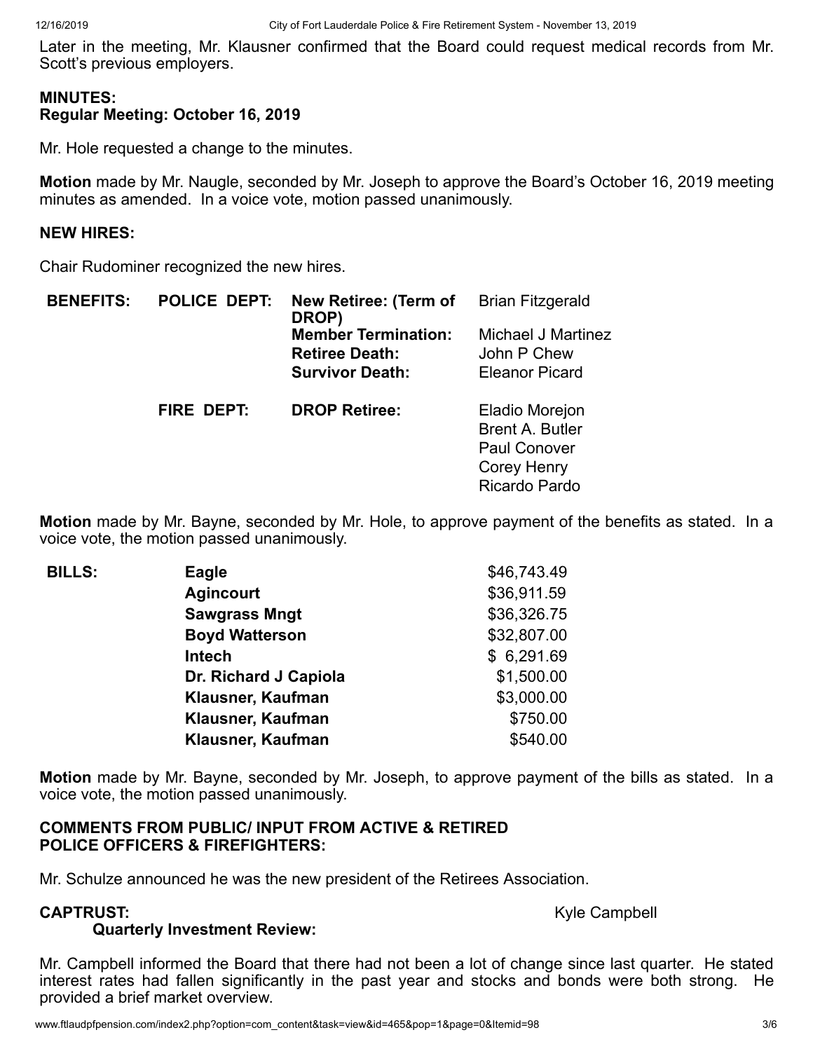Later in the meeting, Mr. Klausner confirmed that the Board could request medical records from Mr. Scott's previous employers.

**MINUTES:**
**Regular Meeting: October 16, 2019**

Mr. Hole requested a change to the minutes.

**Motion** made by Mr. Naugle, seconded by Mr. Joseph to approve the Board's October 16, 2019 meeting minutes as amended. In a voice vote, motion passed unanimously.

**NEW HIRES:**

Chair Rudominer recognized the new hires.

| **BENEFITS:** | **POLICE DEPT:** | **New Retiree: (Term of DROP)** | Brian Fitzgerald |
|---|---|---|---|
| | | **Member Termination:** | Michael J Martinez |
| | | **Retiree Death:** | John P Chew |
| | | **Survivor Death:** | Eleanor Picard |
| | **FIRE DEPT:** | **DROP Retiree:** | Eladio Morejon |
| | | | Brent A. Butler |
| | | | Paul Conover |
| | | | Corey Henry |
| | | | Ricardo Pardo |

**Motion** made by Mr. Bayne, seconded by Mr. Hole, to approve payment of the benefits as stated. In a voice vote, the motion passed unanimously.

| **BILLS:** | | |
|---|---|---|
| | **Eagle** | $46,743.49 |
| | **Agincourt** | $36,911.59 |
| | **Sawgrass Mngt** | $36,326.75 |
| | **Boyd Watterson** | $32,807.00 |
| | **Intech** | $ 6,291.69 |
| | **Dr. Richard J Capiola** | $1,500.00 |
| | **Klausner, Kaufman** | $3,000.00 |
| | **Klausner, Kaufman** | $750.00 |
| | **Klausner, Kaufman** | $540.00 |

**Motion** made by Mr. Bayne, seconded by Mr. Joseph, to approve payment of the bills as stated. In a voice vote, the motion passed unanimously.

**COMMENTS FROM PUBLIC/ INPUT FROM ACTIVE & RETIRED POLICE OFFICERS & FIREFIGHTERS:**

Mr. Schulze announced he was the new president of the Retirees Association.

**CAPTRUST:** Kyle Campbell
**Quarterly Investment Review:**

Mr. Campbell informed the Board that there had not been a lot of change since last quarter. He stated interest rates had fallen significantly in the past year and stocks and bonds were both strong. He provided a brief market overview.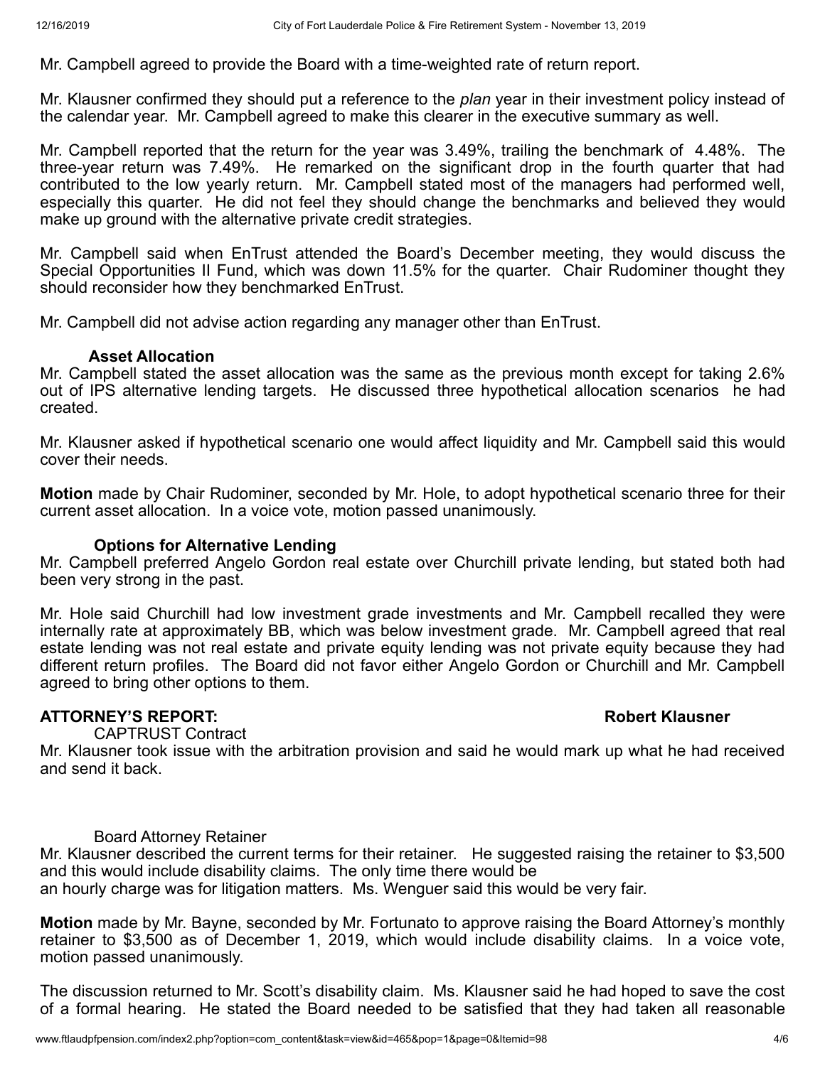Mr. Campbell agreed to provide the Board with a time-weighted rate of return report.

Mr. Klausner confirmed they should put a reference to the *plan* year in their investment policy instead of the calendar year. Mr. Campbell agreed to make this clearer in the executive summary as well.

Mr. Campbell reported that the return for the year was 3.49%, trailing the benchmark of 4.48%. The three-year return was 7.49%. He remarked on the significant drop in the fourth quarter that had contributed to the low yearly return. Mr. Campbell stated most of the managers had performed well, especially this quarter. He did not feel they should change the benchmarks and believed they would make up ground with the alternative private credit strategies.

Mr. Campbell said when EnTrust attended the Board's December meeting, they would discuss the Special Opportunities II Fund, which was down 11.5% for the quarter. Chair Rudominer thought they should reconsider how they benchmarked EnTrust.

Mr. Campbell did not advise action regarding any manager other than EnTrust.

**Asset Allocation**

Mr. Campbell stated the asset allocation was the same as the previous month except for taking 2.6% out of IPS alternative lending targets. He discussed three hypothetical allocation scenarios he had created.

Mr. Klausner asked if hypothetical scenario one would affect liquidity and Mr. Campbell said this would cover their needs.

**Motion** made by Chair Rudominer, seconded by Mr. Hole, to adopt hypothetical scenario three for their current asset allocation. In a voice vote, motion passed unanimously.

**Options for Alternative Lending**

Mr. Campbell preferred Angelo Gordon real estate over Churchill private lending, but stated both had been very strong in the past.

Mr. Hole said Churchill had low investment grade investments and Mr. Campbell recalled they were internally rate at approximately BB, which was below investment grade. Mr. Campbell agreed that real estate lending was not real estate and private equity lending was not private equity because they had different return profiles. The Board did not favor either Angelo Gordon or Churchill and Mr. Campbell agreed to bring other options to them.

## ATTORNEY'S REPORT: Robert Klausner

CAPTRUST Contract

Mr. Klausner took issue with the arbitration provision and said he would mark up what he had received and send it back.

Board Attorney Retainer

Mr. Klausner described the current terms for their retainer. He suggested raising the retainer to $3,500 and this would include disability claims. The only time there would be an hourly charge was for litigation matters. Ms. Wenguer said this would be very fair.

**Motion** made by Mr. Bayne, seconded by Mr. Fortunato to approve raising the Board Attorney's monthly retainer to $3,500 as of December 1, 2019, which would include disability claims. In a voice vote, motion passed unanimously.

The discussion returned to Mr. Scott's disability claim. Ms. Klausner said he had hoped to save the cost of a formal hearing. He stated the Board needed to be satisfied that they had taken all reasonable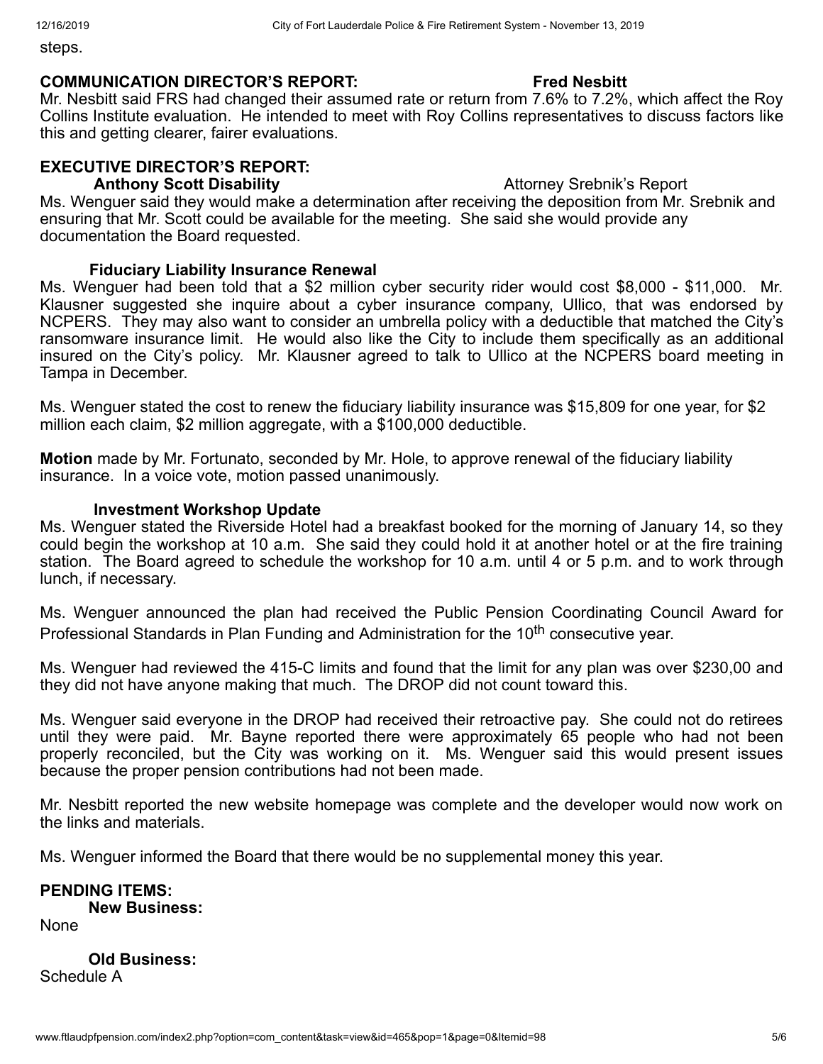steps.

**COMMUNICATION DIRECTOR'S REPORT:** **Fred Nesbitt**

Mr. Nesbitt said FRS had changed their assumed rate or return from 7.6% to 7.2%, which affect the Roy Collins Institute evaluation. He intended to meet with Roy Collins representatives to discuss factors like this and getting clearer, fairer evaluations.

**EXECUTIVE DIRECTOR'S REPORT:**

**Anthony Scott Disability** Attorney Srebnik's Report

Ms. Wenguer said they would make a determination after receiving the deposition from Mr. Srebnik and ensuring that Mr. Scott could be available for the meeting. She said she would provide any documentation the Board requested.

**Fiduciary Liability Insurance Renewal**

Ms. Wenguer had been told that a $2 million cyber security rider would cost $8,000 - $11,000. Mr. Klausner suggested she inquire about a cyber insurance company, Ullico, that was endorsed by NCPERS. They may also want to consider an umbrella policy with a deductible that matched the City's ransomware insurance limit. He would also like the City to include them specifically as an additional insured on the City's policy. Mr. Klausner agreed to talk to Ullico at the NCPERS board meeting in Tampa in December.

Ms. Wenguer stated the cost to renew the fiduciary liability insurance was $15,809 for one year, for $2 million each claim, $2 million aggregate, with a $100,000 deductible.

**Motion** made by Mr. Fortunato, seconded by Mr. Hole, to approve renewal of the fiduciary liability insurance. In a voice vote, motion passed unanimously.

**Investment Workshop Update**

Ms. Wenguer stated the Riverside Hotel had a breakfast booked for the morning of January 14, so they could begin the workshop at 10 a.m. She said they could hold it at another hotel or at the fire training station. The Board agreed to schedule the workshop for 10 a.m. until 4 or 5 p.m. and to work through lunch, if necessary.

Ms. Wenguer announced the plan had received the Public Pension Coordinating Council Award for Professional Standards in Plan Funding and Administration for the 10th consecutive year.

Ms. Wenguer had reviewed the 415-C limits and found that the limit for any plan was over $230,00 and they did not have anyone making that much. The DROP did not count toward this.

Ms. Wenguer said everyone in the DROP had received their retroactive pay. She could not do retirees until they were paid. Mr. Bayne reported there were approximately 65 people who had not been properly reconciled, but the City was working on it. Ms. Wenguer said this would present issues because the proper pension contributions had not been made.

Mr. Nesbitt reported the new website homepage was complete and the developer would now work on the links and materials.

Ms. Wenguer informed the Board that there would be no supplemental money this year.

**PENDING ITEMS:**

**New Business:**

None

**Old Business:**

Schedule A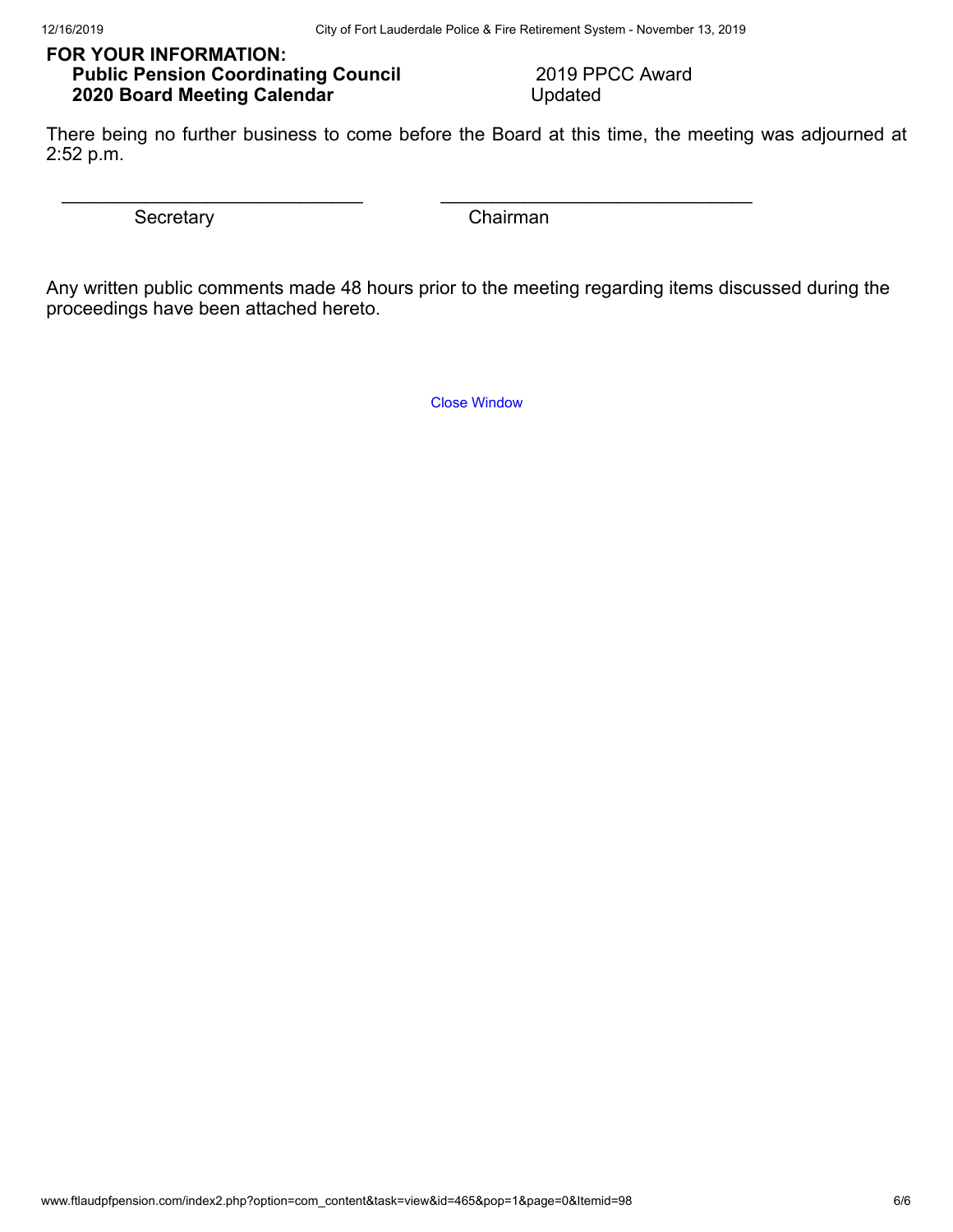**FOR YOUR INFORMATION:**

| | |
|---|---|
| **Public Pension Coordinating Council** | 2019 PPCC Award |
| **2020 Board Meeting Calendar** | Updated |

There being no further business to come before the Board at this time, the meeting was adjourned at 2:52 p.m.

______________________________ Secretary

______________________________ Chairman

Any written public comments made 48 hours prior to the meeting regarding items discussed during the proceedings have been attached hereto.

Close Window